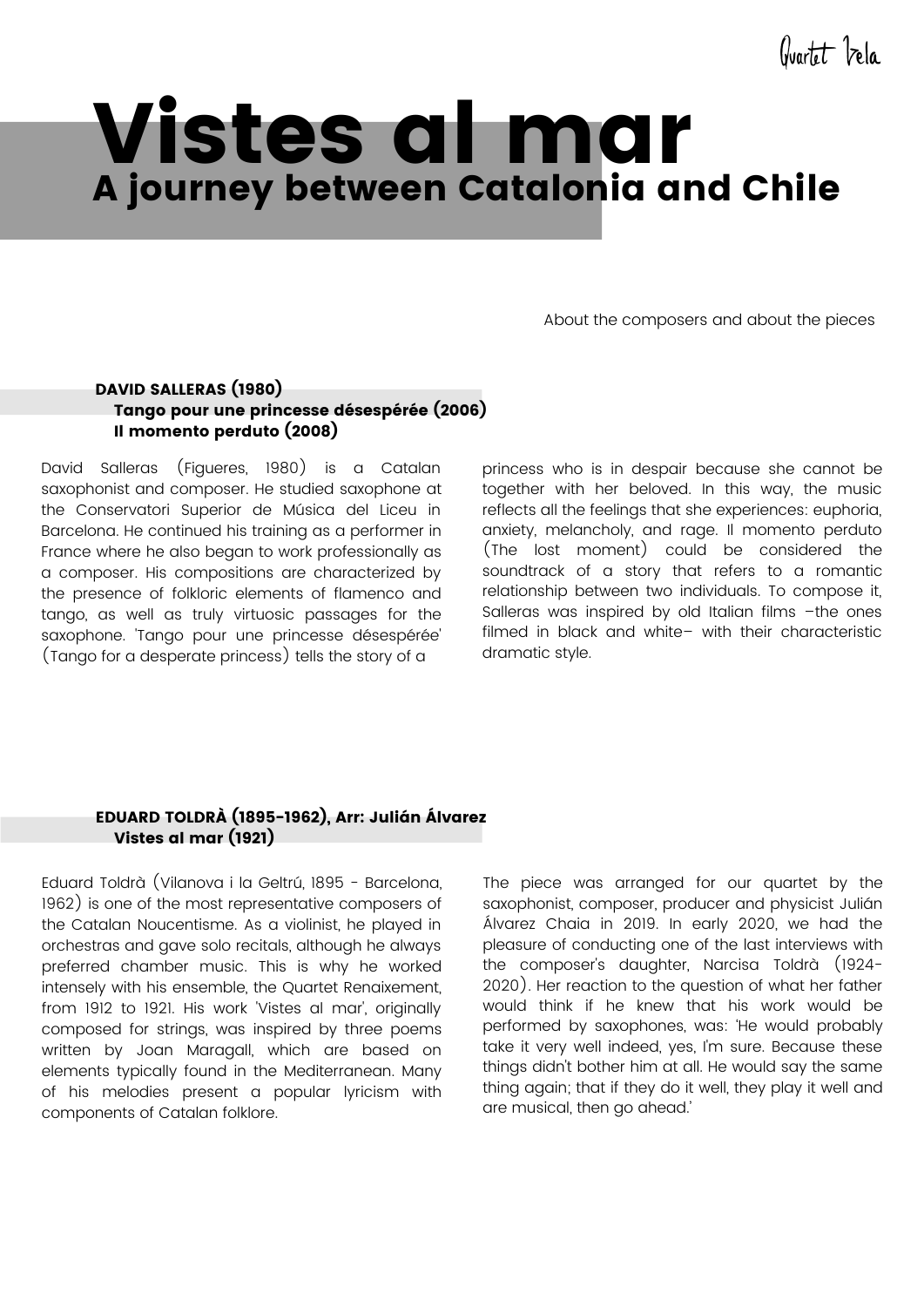Quartet Vela

# Vistes al mar

## A journey between Catalonia and Chile

About the composers and about the pieces

### DAVID SALLERAS (1980)

**Tango pour une princesse désespérée (2006)**
**Il momento perduto (2008)**

David Salleras (Figueres, 1980) is a Catalan saxophonist and composer. He studied saxophone at the Conservatori Superior de Música del Liceu in Barcelona. He continued his training as a performer in France where he also began to work professionally as a composer. His compositions are characterized by the presence of folkloric elements of flamenco and tango, as well as truly virtuosic passages for the saxophone. 'Tango pour une princesse désespérée' (Tango for a desperate princess) tells the story of a princess who is in despair because she cannot be together with her beloved. In this way, the music reflects all the feelings that she experiences: euphoria, anxiety, melancholy, and rage. Il momento perduto (The lost moment) could be considered the soundtrack of a story that refers to a romantic relationship between two individuals. To compose it, Salleras was inspired by old Italian films –the ones filmed in black and white– with their characteristic dramatic style.

### EDUARD TOLDRÀ (1895-1962), Arr: Julián Álvarez

**Vistes al mar (1921)**

Eduard Toldrà (Vilanova i la Geltrú, 1895 - Barcelona, 1962) is one of the most representative composers of the Catalan Noucentisme. As a violinist, he played in orchestras and gave solo recitals, although he always preferred chamber music. This is why he worked intensely with his ensemble, the Quartet Renaixement, from 1912 to 1921. His work 'Vistes al mar', originally composed for strings, was inspired by three poems written by Joan Maragall, which are based on elements typically found in the Mediterranean. Many of his melodies present a popular lyricism with components of Catalan folklore.

The piece was arranged for our quartet by the saxophonist, composer, producer and physicist Julián Álvarez Chaia in 2019. In early 2020, we had the pleasure of conducting one of the last interviews with the composer's daughter, Narcisa Toldrà (1924-2020). Her reaction to the question of what her father would think if he knew that his work would be performed by saxophones, was: 'He would probably take it very well indeed, yes, I'm sure. Because these things didn't bother him at all. He would say the same thing again; that if they do it well, they play it well and are musical, then go ahead.'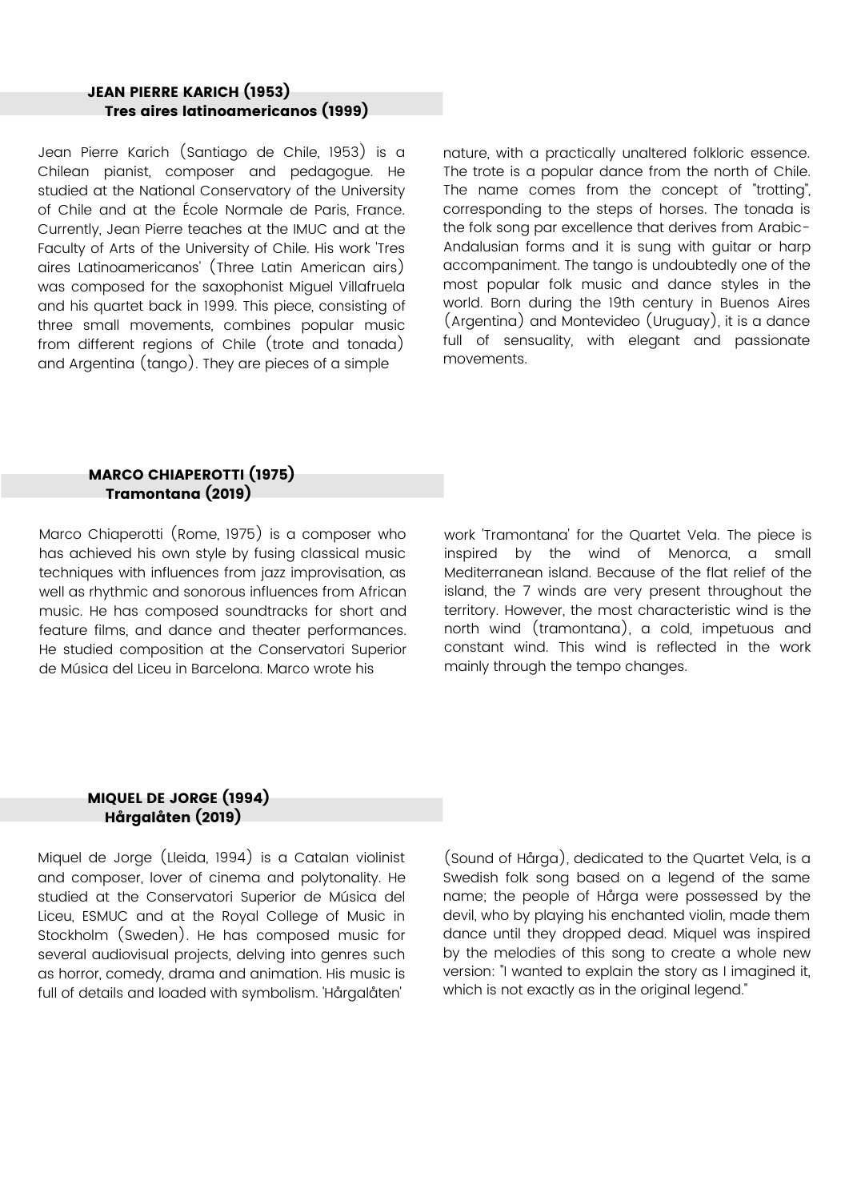## JEAN PIERRE KARICH (1953)
### Tres aires latinoamericanos (1999)

Jean Pierre Karich (Santiago de Chile, 1953) is a Chilean pianist, composer and pedagogue. He studied at the National Conservatory of the University of Chile and at the École Normale de Paris, France. Currently, Jean Pierre teaches at the IMUC and at the Faculty of Arts of the University of Chile. His work 'Tres aires Latinoamericanos' (Three Latin American airs) was composed for the saxophonist Miguel Villafruela and his quartet back in 1999. This piece, consisting of three small movements, combines popular music from different regions of Chile (trote and tonada) and Argentina (tango). They are pieces of a simple nature, with a practically unaltered folkloric essence. The trote is a popular dance from the north of Chile. The name comes from the concept of "trotting", corresponding to the steps of horses. The tonada is the folk song par excellence that derives from Arabic-Andalusian forms and it is sung with guitar or harp accompaniment. The tango is undoubtedly one of the most popular folk music and dance styles in the world. Born during the 19th century in Buenos Aires (Argentina) and Montevideo (Uruguay), it is a dance full of sensuality, with elegant and passionate movements.

## MARCO CHIAPEROTTI (1975)
### Tramontana (2019)

Marco Chiaperotti (Rome, 1975) is a composer who has achieved his own style by fusing classical music techniques with influences from jazz improvisation, as well as rhythmic and sonorous influences from African music. He has composed soundtracks for short and feature films, and dance and theater performances. He studied composition at the Conservatori Superior de Música del Liceu in Barcelona. Marco wrote his work 'Tramontana' for the Quartet Vela. The piece is inspired by the wind of Menorca, a small Mediterranean island. Because of the flat relief of the island, the 7 winds are very present throughout the territory. However, the most characteristic wind is the north wind (tramontana), a cold, impetuous and constant wind. This wind is reflected in the work mainly through the tempo changes.

## MIQUEL DE JORGE (1994)
### Hårgalåten (2019)

Miquel de Jorge (Lleida, 1994) is a Catalan violinist and composer, lover of cinema and polytonality. He studied at the Conservatori Superior de Música del Liceu, ESMUC and at the Royal College of Music in Stockholm (Sweden). He has composed music for several audiovisual projects, delving into genres such as horror, comedy, drama and animation. His music is full of details and loaded with symbolism. 'Hårgalåten' (Sound of Hårga), dedicated to the Quartet Vela, is a Swedish folk song based on a legend of the same name; the people of Hårga were possessed by the devil, who by playing his enchanted violin, made them dance until they dropped dead. Miquel was inspired by the melodies of this song to create a whole new version: "I wanted to explain the story as I imagined it, which is not exactly as in the original legend."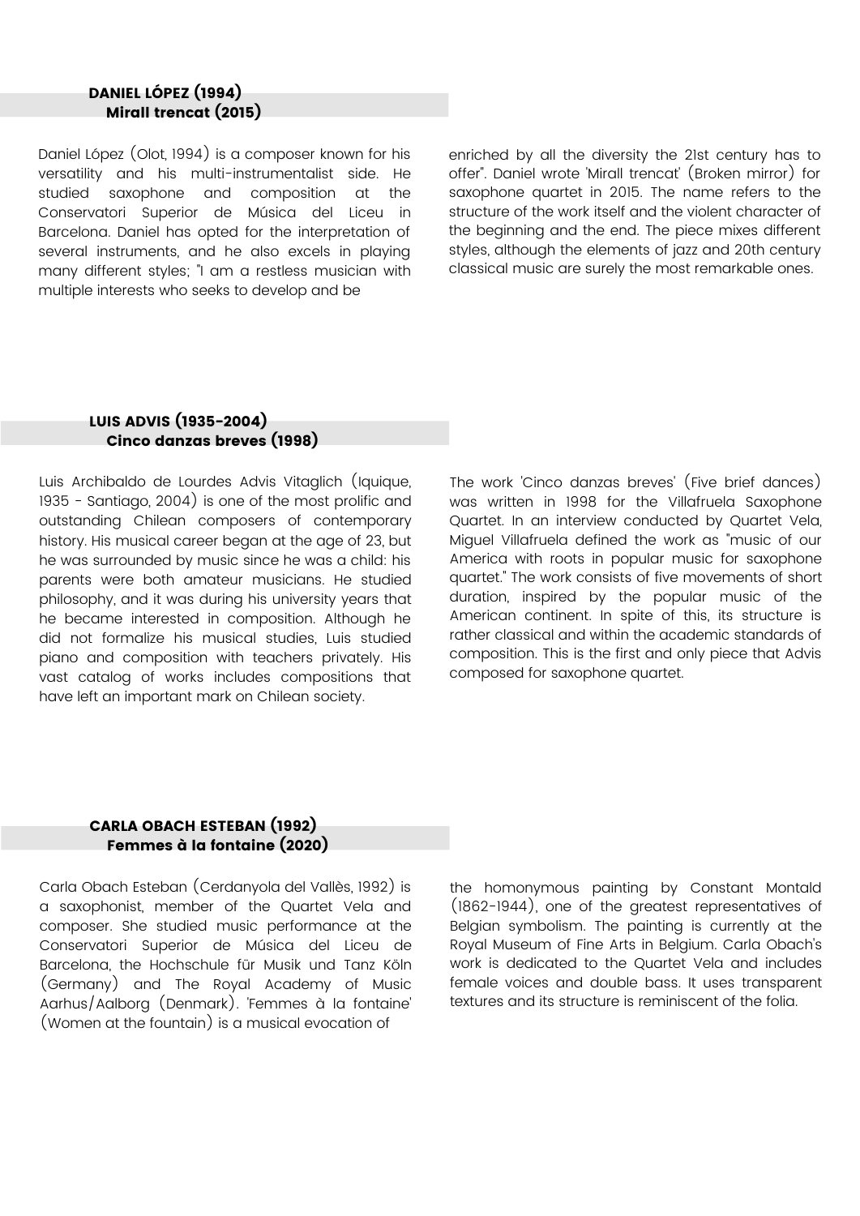## DANIEL LÓPEZ (1994)
### Mirall trencat (2015)

Daniel López (Olot, 1994) is a composer known for his versatility and his multi-instrumentalist side. He studied saxophone and composition at the Conservatori Superior de Música del Liceu in Barcelona. Daniel has opted for the interpretation of several instruments, and he also excels in playing many different styles; "I am a restless musician with multiple interests who seeks to develop and be enriched by all the diversity the 21st century has to offer". Daniel wrote 'Mirall trencat' (Broken mirror) for saxophone quartet in 2015. The name refers to the structure of the work itself and the violent character of the beginning and the end. The piece mixes different styles, although the elements of jazz and 20th century classical music are surely the most remarkable ones.

## LUIS ADVIS (1935-2004)
### Cinco danzas breves (1998)

Luis Archibaldo de Lourdes Advis Vitaglich (Iquique, 1935 - Santiago, 2004) is one of the most prolific and outstanding Chilean composers of contemporary history. His musical career began at the age of 23, but he was surrounded by music since he was a child: his parents were both amateur musicians. He studied philosophy, and it was during his university years that he became interested in composition. Although he did not formalize his musical studies, Luis studied piano and composition with teachers privately. His vast catalog of works includes compositions that have left an important mark on Chilean society.

The work 'Cinco danzas breves' (Five brief dances) was written in 1998 for the Villafruela Saxophone Quartet. In an interview conducted by Quartet Vela, Miguel Villafruela defined the work as "music of our America with roots in popular music for saxophone quartet." The work consists of five movements of short duration, inspired by the popular music of the American continent. In spite of this, its structure is rather classical and within the academic standards of composition. This is the first and only piece that Advis composed for saxophone quartet.

## CARLA OBACH ESTEBAN (1992)
### Femmes à la fontaine (2020)

Carla Obach Esteban (Cerdanyola del Vallès, 1992) is a saxophonist, member of the Quartet Vela and composer. She studied music performance at the Conservatori Superior de Música del Liceu de Barcelona, the Hochschule für Musik und Tanz Köln (Germany) and The Royal Academy of Music Aarhus/Aalborg (Denmark). 'Femmes à la fontaine' (Women at the fountain) is a musical evocation of the homonymous painting by Constant Montald (1862-1944), one of the greatest representatives of Belgian symbolism. The painting is currently at the Royal Museum of Fine Arts in Belgium. Carla Obach's work is dedicated to the Quartet Vela and includes female voices and double bass. It uses transparent textures and its structure is reminiscent of the folia.